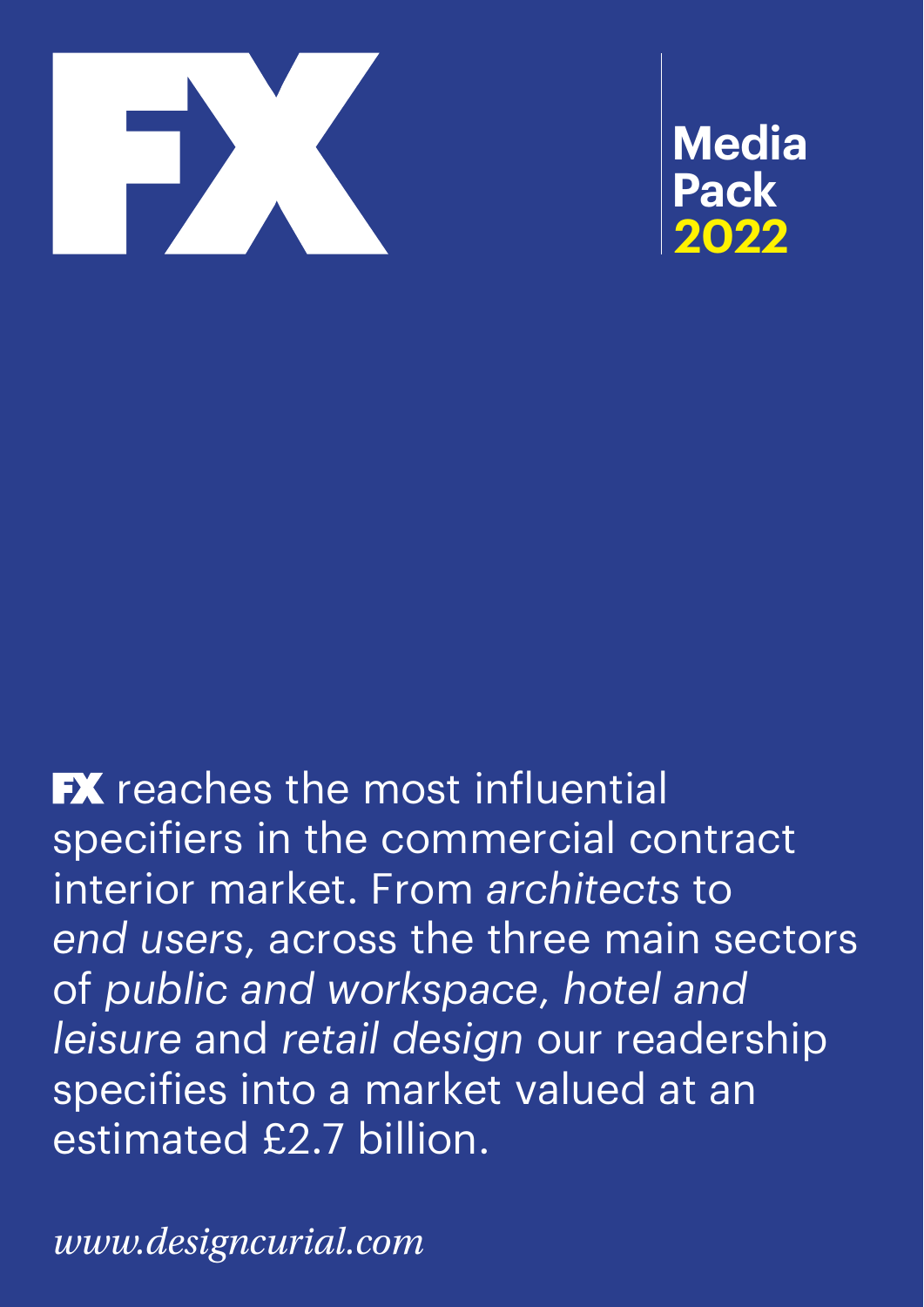# FX

**Media Pack 2022**

**FX** reaches the most influential specifiers in the commercial contract interior market. From *architects* to *end users*, across the three main sectors of *public and workspace, hotel and leisure* and *retail design* our readership specifies into a market valued at an estimated £2.7 billion.

*www.designcurial.com*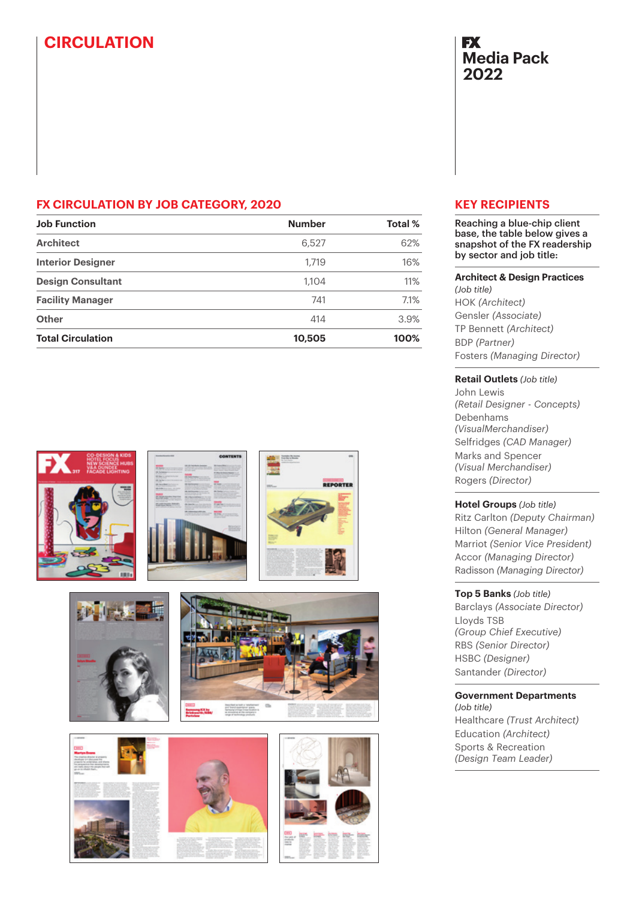# CIRCULATION

**FX**
**Media Pack 2022**

## FX CIRCULATION BY JOB CATEGORY, 2020

| Job Function | Number | Total % |
|---|---|---|
| Architect | 6,527 | 62% |
| Interior Designer | 1,719 | 16% |
| Design Consultant | 1,104 | 11% |
| Facility Manager | 741 | 7.1% |
| Other | 414 | 3.9% |
| **Total Circulation** | **10,505** | **100%** |

## KEY RECIPIENTS

**Reaching a blue-chip client base, the table below gives a snapshot of the FX readership by sector and job title:**

**Architect & Design Practices** *(Job title)*
HOK *(Architect)*
Gensler *(Associate)*
TP Bennett *(Architect)*
BDP *(Partner)*
Fosters *(Managing Director)*

**Retail Outlets** *(Job title)*
John Lewis *(Retail Designer - Concepts)*
Debenhams *(VisualMerchandiser)*
Selfridges *(CAD Manager)*
Marks and Spencer *(Visual Merchandiser)*
Rogers *(Director)*

**Hotel Groups** *(Job title)*
Ritz Carlton *(Deputy Chairman)*
Hilton *(General Manager)*
Marriot *(Senior Vice President)*
Accor *(Managing Director)*
Radisson *(Managing Director)*

**Top 5 Banks** *(Job title)*
Barclays *(Associate Director)*
Lloyds TSB *(Group Chief Executive)*
RBS *(Senior Director)*
HSBC *(Designer)*
Santander *(Director)*

**Government Departments** *(Job title)*
Healthcare *(Trust Architect)*
Education *(Architect)*
Sports & Recreation *(Design Team Leader)*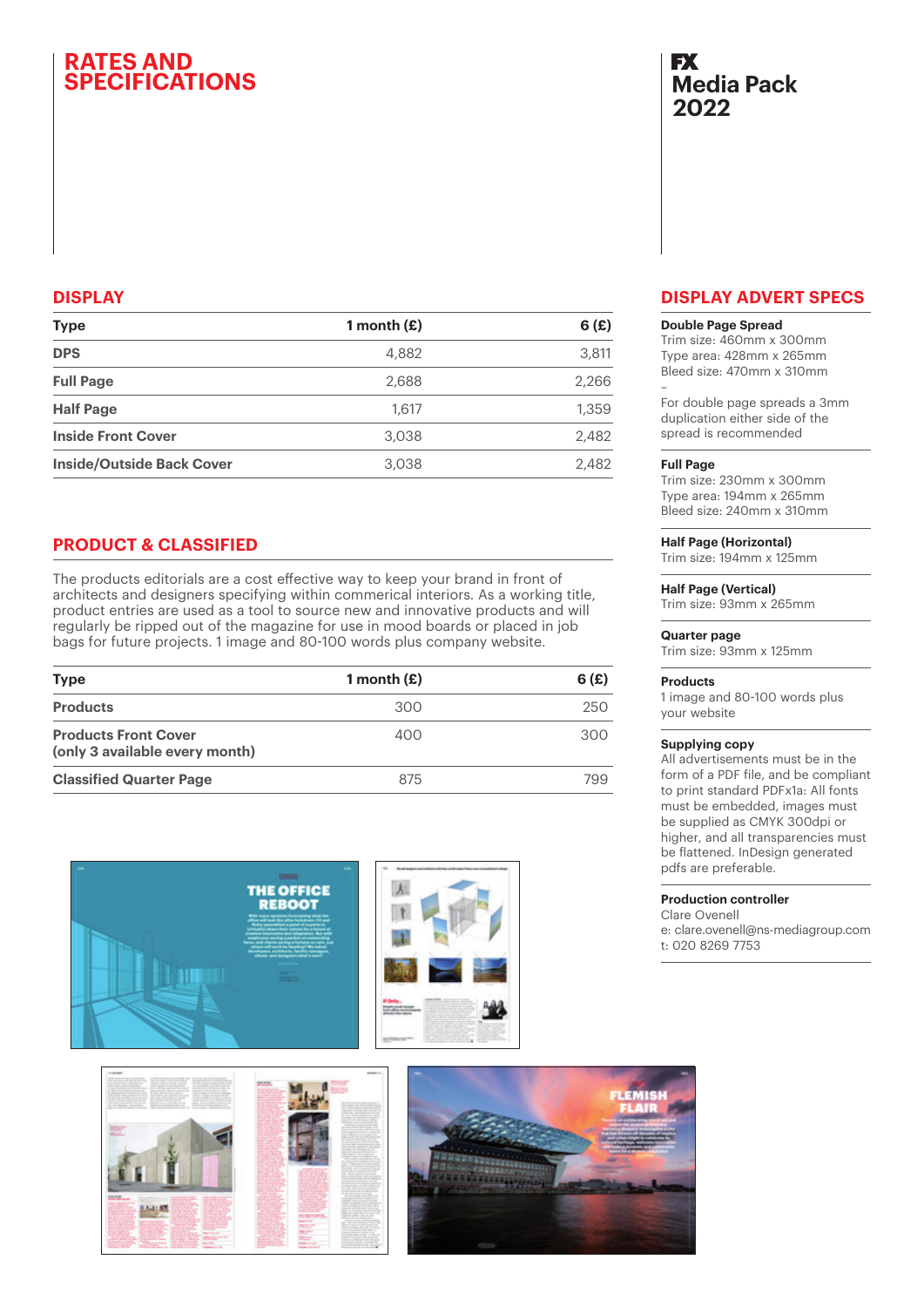# RATES AND SPECIFICATIONS

FX Media Pack 2022

## DISPLAY

| Type | 1 month (£) | 6 (£) |
|---|---|---|
| DPS | 4,882 | 3,811 |
| Full Page | 2,688 | 2,266 |
| Half Page | 1,617 | 1,359 |
| Inside Front Cover | 3,038 | 2,482 |
| Inside/Outside Back Cover | 3,038 | 2,482 |

## PRODUCT & CLASSIFIED

The products editorials are a cost effective way to keep your brand in front of architects and designers specifying within commerical interiors. As a working title, product entries are used as a tool to source new and innovative products and will regularly be ripped out of the magazine for use in mood boards or placed in job bags for future projects. 1 image and 80-100 words plus company website.

| Type | 1 month (£) | 6 (£) |
|---|---|---|
| Products | 300 | 250 |
| Products Front Cover (only 3 available every month) | 400 | 300 |
| Classified Quarter Page | 875 | 799 |

## DISPLAY ADVERT SPECS

**Double Page Spread**
Trim size: 460mm x 300mm
Type area: 428mm x 265mm
Bleed size: 470mm x 310mm
–
For double page spreads a 3mm duplication either side of the spread is recommended

**Full Page**
Trim size: 230mm x 300mm
Type area: 194mm x 265mm
Bleed size: 240mm x 310mm

**Half Page (Horizontal)**
Trim size: 194mm x 125mm

**Half Page (Vertical)**
Trim size: 93mm x 265mm

**Quarter page**
Trim size: 93mm x 125mm

**Products**
1 image and 80-100 words plus your website

**Supplying copy**
All advertisements must be in the form of a PDF file, and be compliant to print standard PDFx1a: All fonts must be embedded, images must be supplied as CMYK 300dpi or higher, and all transparencies must be flattened. InDesign generated pdfs are preferable.

**Production controller**
Clare Ovenell
e: clare.ovenell@ns-mediagroup.com
t: 020 8269 7753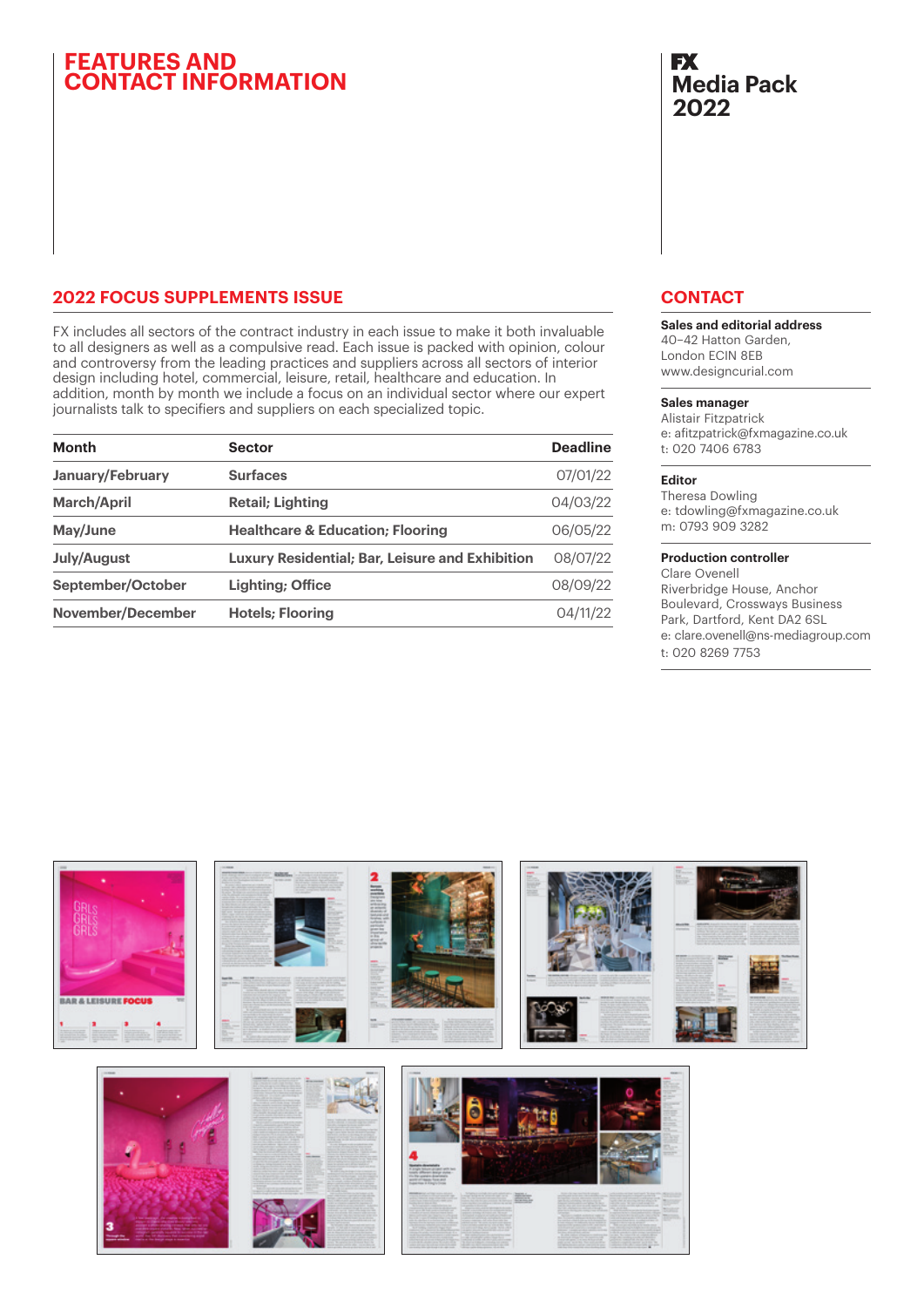# FEATURES AND CONTACT INFORMATION

**FX Media Pack 2022**

## 2022 FOCUS SUPPLEMENTS ISSUE

FX includes all sectors of the contract industry in each issue to make it both invaluable to all designers as well as a compulsive read. Each issue is packed with opinion, colour and controversy from the leading practices and suppliers across all sectors of interior design including hotel, commercial, leisure, retail, healthcare and education. In addition, month by month we include a focus on an individual sector where our expert journalists talk to specifiers and suppliers on each specialized topic.

| Month | Sector | Deadline |
|---|---|---|
| January/February | Surfaces | 07/01/22 |
| March/April | Retail; Lighting | 04/03/22 |
| May/June | Healthcare & Education; Flooring | 06/05/22 |
| July/August | Luxury Residential; Bar, Leisure and Exhibition | 08/07/22 |
| September/October | Lighting; Office | 08/09/22 |
| November/December | Hotels; Flooring | 04/11/22 |

## CONTACT

**Sales and editorial address**
40–42 Hatton Garden,
London ECIN 8EB
www.designcurial.com

**Sales manager**
Alistair Fitzpatrick
e: afitzpatrick@fxmagazine.co.uk
t: 020 7406 6783

**Editor**
Theresa Dowling
e: tdowling@fxmagazine.co.uk
m: 0793 909 3282

**Production controller**
Clare Ovenell
Riverbridge House, Anchor Boulevard, Crossways Business Park, Dartford, Kent DA2 6SL
e: clare.ovenell@ns-mediagroup.com
t: 020 8269 7753